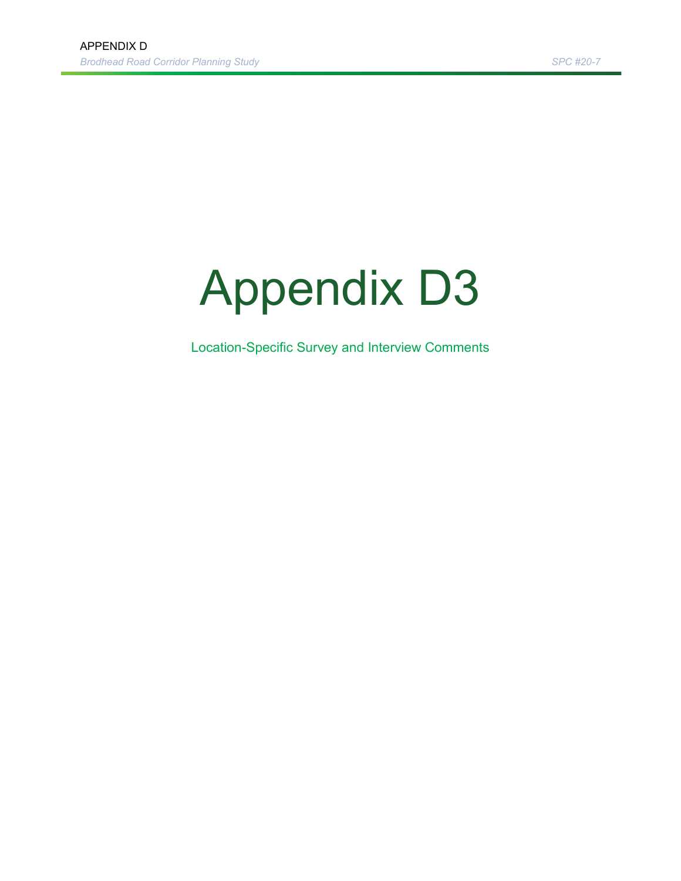# Appendix D3

Location-Specific Survey and Interview Comments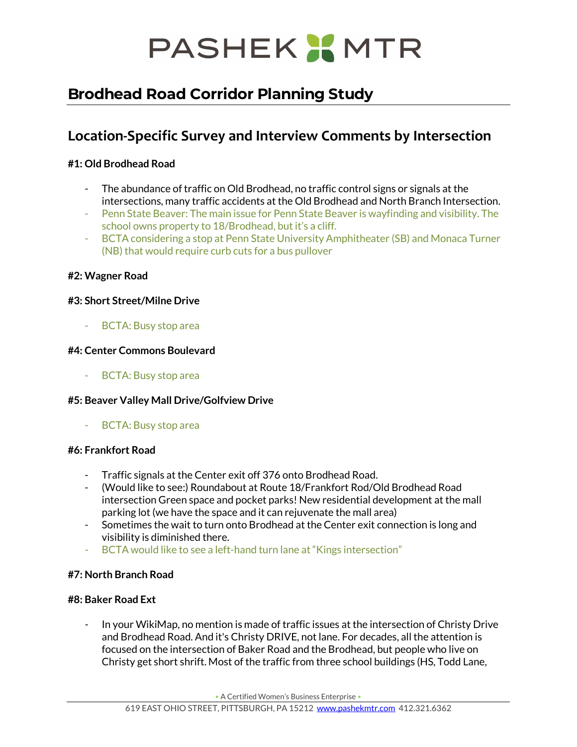# PASHEK MTR

## Brodhead Road Corridor Planning Study

### Location-Specific Survey and Interview Comments by Intersection

**#1: Old Brodhead Road**

- The abundance of traffic on Old Brodhead, no traffic control signs or signals at the intersections, many traffic accidents at the Old Brodhead and North Branch Intersection.
- Penn State Beaver: The main issue for Penn State Beaver is wayfinding and visibility. The school owns property to 18/Brodhead, but it's a cliff.
- BCTA considering a stop at Penn State University Amphitheater (SB) and Monaca Turner (NB) that would require curb cuts for a bus pullover

**#2: Wagner Road**

**#3: Short Street/Milne Drive**

- BCTA: Busy stop area

**#4: Center Commons Boulevard**

- BCTA: Busy stop area

**#5: Beaver Valley Mall Drive/Golfview Drive**

- BCTA: Busy stop area

**#6: Frankfort Road**

- Traffic signals at the Center exit off 376 onto Brodhead Road.
- (Would like to see:) Roundabout at Route 18/Frankfort Rod/Old Brodhead Road intersection Green space and pocket parks! New residential development at the mall parking lot (we have the space and it can rejuvenate the mall area)
- Sometimes the wait to turn onto Brodhead at the Center exit connection is long and visibility is diminished there.
- BCTA would like to see a left-hand turn lane at "Kings intersection"

**#7: North Branch Road**

**#8: Baker Road Ext**

- In your WikiMap, no mention is made of traffic issues at the intersection of Christy Drive and Brodhead Road. And it's Christy DRIVE, not lane. For decades, all the attention is focused on the intersection of Baker Road and the Brodhead, but people who live on Christy get short shrift. Most of the traffic from three school buildings (HS, Todd Lane,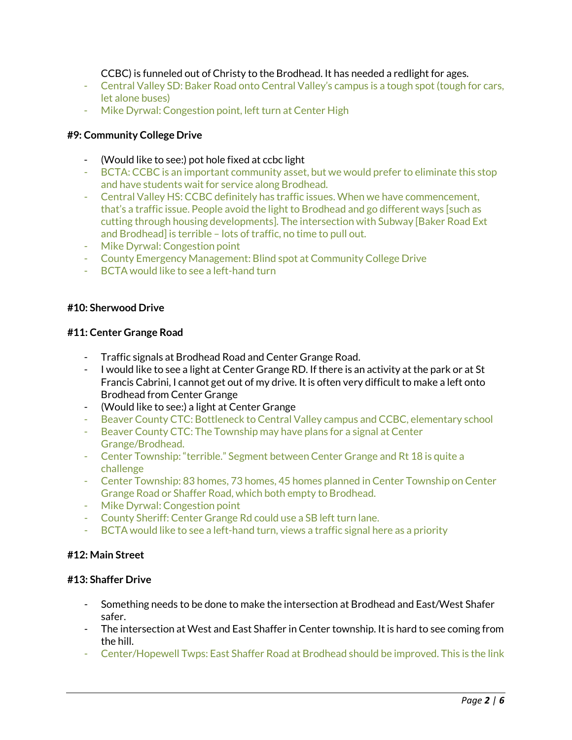CCBC) is funneled out of Christy to the Brodhead. It has needed a redlight for ages.

- Central Valley SD: Baker Road onto Central Valley's campus is a tough spot (tough for cars, let alone buses)
- Mike Dyrwal: Congestion point, left turn at Center High

**#9: Community College Drive**

- (Would like to see:) pot hole fixed at ccbc light
- BCTA: CCBC is an important community asset, but we would prefer to eliminate this stop and have students wait for service along Brodhead.
- Central Valley HS: CCBC definitely has traffic issues. When we have commencement, that's a traffic issue. People avoid the light to Brodhead and go different ways [such as cutting through housing developments]. The intersection with Subway [Baker Road Ext and Brodhead] is terrible – lots of traffic, no time to pull out.
- Mike Dyrwal: Congestion point
- County Emergency Management: Blind spot at Community College Drive
- BCTA would like to see a left-hand turn

**#10: Sherwood Drive**

**#11: Center Grange Road**

- Traffic signals at Brodhead Road and Center Grange Road.
- I would like to see a light at Center Grange RD. If there is an activity at the park or at St Francis Cabrini, I cannot get out of my drive. It is often very difficult to make a left onto Brodhead from Center Grange
- (Would like to see:) a light at Center Grange
- Beaver County CTC: Bottleneck to Central Valley campus and CCBC, elementary school
- Beaver County CTC: The Township may have plans for a signal at Center Grange/Brodhead.
- Center Township: "terrible." Segment between Center Grange and Rt 18 is quite a challenge
- Center Township: 83 homes, 73 homes, 45 homes planned in Center Township on Center Grange Road or Shaffer Road, which both empty to Brodhead.
- Mike Dyrwal: Congestion point
- County Sheriff: Center Grange Rd could use a SB left turn lane.
- BCTA would like to see a left-hand turn, views a traffic signal here as a priority

**#12: Main Street**

**#13: Shaffer Drive**

- Something needs to be done to make the intersection at Brodhead and East/West Shafer safer.
- The intersection at West and East Shaffer in Center township. It is hard to see coming from the hill.
- Center/Hopewell Twps: East Shaffer Road at Brodhead should be improved. This is the link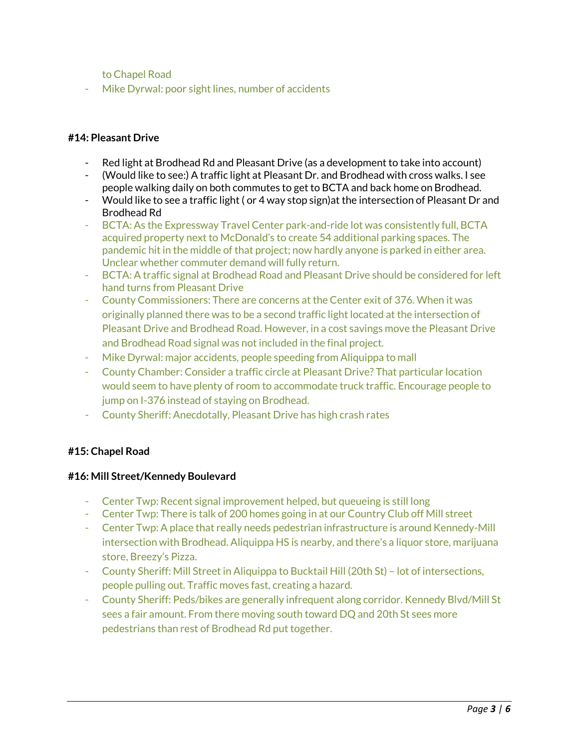to Chapel Road

- Mike Dyrwal: poor sight lines, number of accidents

**#14: Pleasant Drive**

- Red light at Brodhead Rd and Pleasant Drive (as a development to take into account)
- (Would like to see:) A traffic light at Pleasant Dr. and Brodhead with cross walks. I see people walking daily on both commutes to get to BCTA and back home on Brodhead.
- Would like to see a traffic light ( or 4 way stop sign)at the intersection of Pleasant Dr and Brodhead Rd
- BCTA: As the Expressway Travel Center park-and-ride lot was consistently full, BCTA acquired property next to McDonald's to create 54 additional parking spaces. The pandemic hit in the middle of that project; now hardly anyone is parked in either area. Unclear whether commuter demand will fully return.
- BCTA: A traffic signal at Brodhead Road and Pleasant Drive should be considered for left hand turns from Pleasant Drive
- County Commissioners: There are concerns at the Center exit of 376. When it was originally planned there was to be a second traffic light located at the intersection of Pleasant Drive and Brodhead Road. However, in a cost savings move the Pleasant Drive and Brodhead Road signal was not included in the final project.
- Mike Dyrwal: major accidents, people speeding from Aliquippa to mall
- County Chamber: Consider a traffic circle at Pleasant Drive? That particular location would seem to have plenty of room to accommodate truck traffic. Encourage people to jump on I-376 instead of staying on Brodhead.
- County Sheriff: Anecdotally, Pleasant Drive has high crash rates

**#15: Chapel Road**

**#16: Mill Street/Kennedy Boulevard**

- Center Twp: Recent signal improvement helped, but queueing is still long
- Center Twp: There is talk of 200 homes going in at our Country Club off Mill street
- Center Twp: A place that really needs pedestrian infrastructure is around Kennedy-Mill intersection with Brodhead. Aliquippa HS is nearby, and there's a liquor store, marijuana store, Breezy's Pizza.
- County Sheriff: Mill Street in Aliquippa to Bucktail Hill (20th St) – lot of intersections, people pulling out. Traffic moves fast, creating a hazard.
- County Sheriff: Peds/bikes are generally infrequent along corridor. Kennedy Blvd/Mill St sees a fair amount. From there moving south toward DQ and 20th St sees more pedestrians than rest of Brodhead Rd put together.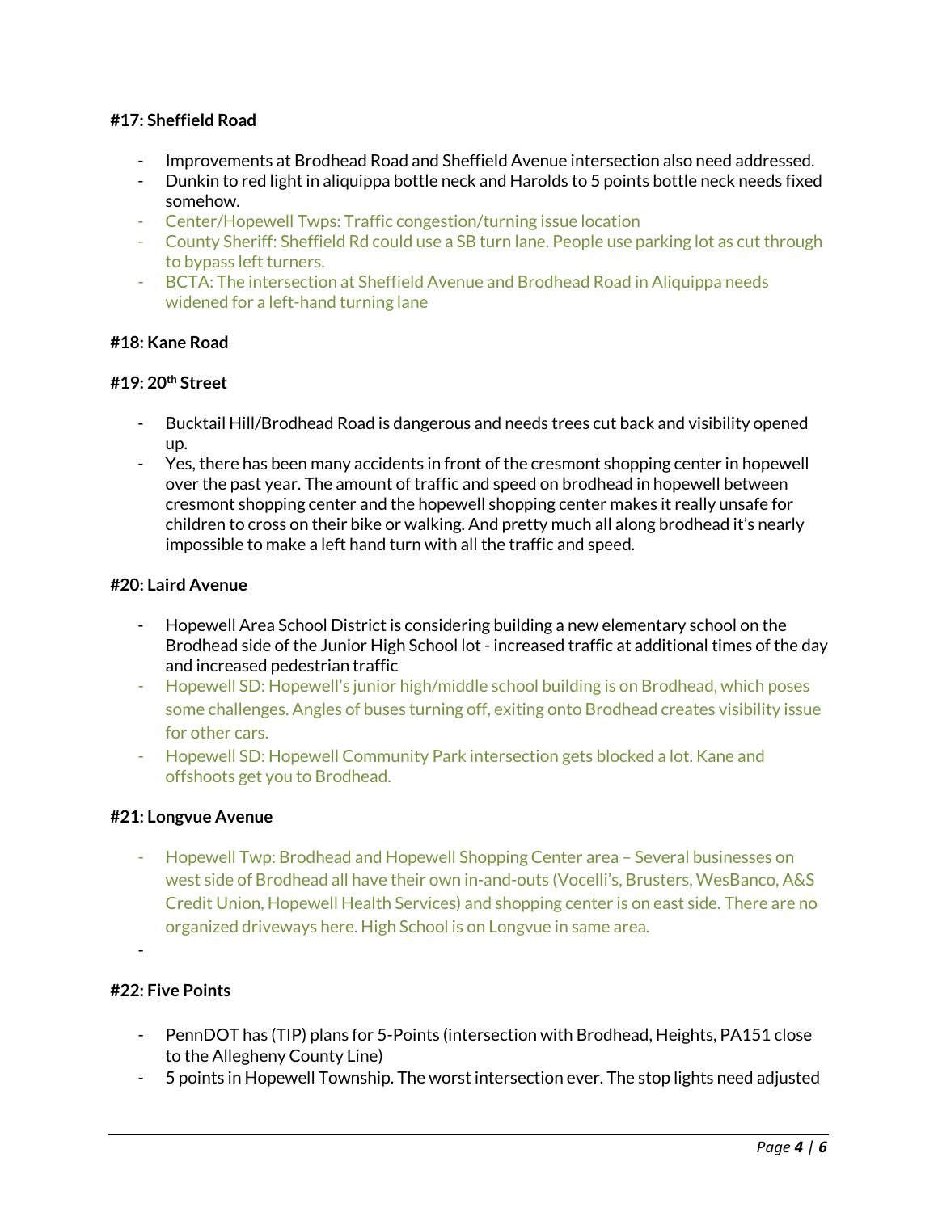#### #17: Sheffield Road

- Improvements at Brodhead Road and Sheffield Avenue intersection also need addressed.
- Dunkin to red light in aliquippa bottle neck and Harolds to 5 points bottle neck needs fixed somehow.
- Center/Hopewell Twps: Traffic congestion/turning issue location
- County Sheriff: Sheffield Rd could use a SB turn lane. People use parking lot as cut through to bypass left turners.
- BCTA: The intersection at Sheffield Avenue and Brodhead Road in Aliquippa needs widened for a left-hand turning lane

#### #18: Kane Road

#### #19: 20th Street

- Bucktail Hill/Brodhead Road is dangerous and needs trees cut back and visibility opened up.
- Yes, there has been many accidents in front of the cresmont shopping center in hopewell over the past year. The amount of traffic and speed on brodhead in hopewell between cresmont shopping center and the hopewell shopping center makes it really unsafe for children to cross on their bike or walking. And pretty much all along brodhead it's nearly impossible to make a left hand turn with all the traffic and speed.

#### #20: Laird Avenue

- Hopewell Area School District is considering building a new elementary school on the Brodhead side of the Junior High School lot - increased traffic at additional times of the day and increased pedestrian traffic
- Hopewell SD: Hopewell's junior high/middle school building is on Brodhead, which poses some challenges. Angles of buses turning off, exiting onto Brodhead creates visibility issue for other cars.
- Hopewell SD: Hopewell Community Park intersection gets blocked a lot. Kane and offshoots get you to Brodhead.

#### #21: Longvue Avenue

- Hopewell Twp: Brodhead and Hopewell Shopping Center area – Several businesses on west side of Brodhead all have their own in-and-outs (Vocelli's, Brusters, WesBanco, A&S Credit Union, Hopewell Health Services) and shopping center is on east side. There are no organized driveways here. High School is on Longvue in same area.
-

#### #22: Five Points

- PennDOT has (TIP) plans for 5-Points (intersection with Brodhead, Heights, PA151 close to the Allegheny County Line)
- 5 points in Hopewell Township. The worst intersection ever. The stop lights need adjusted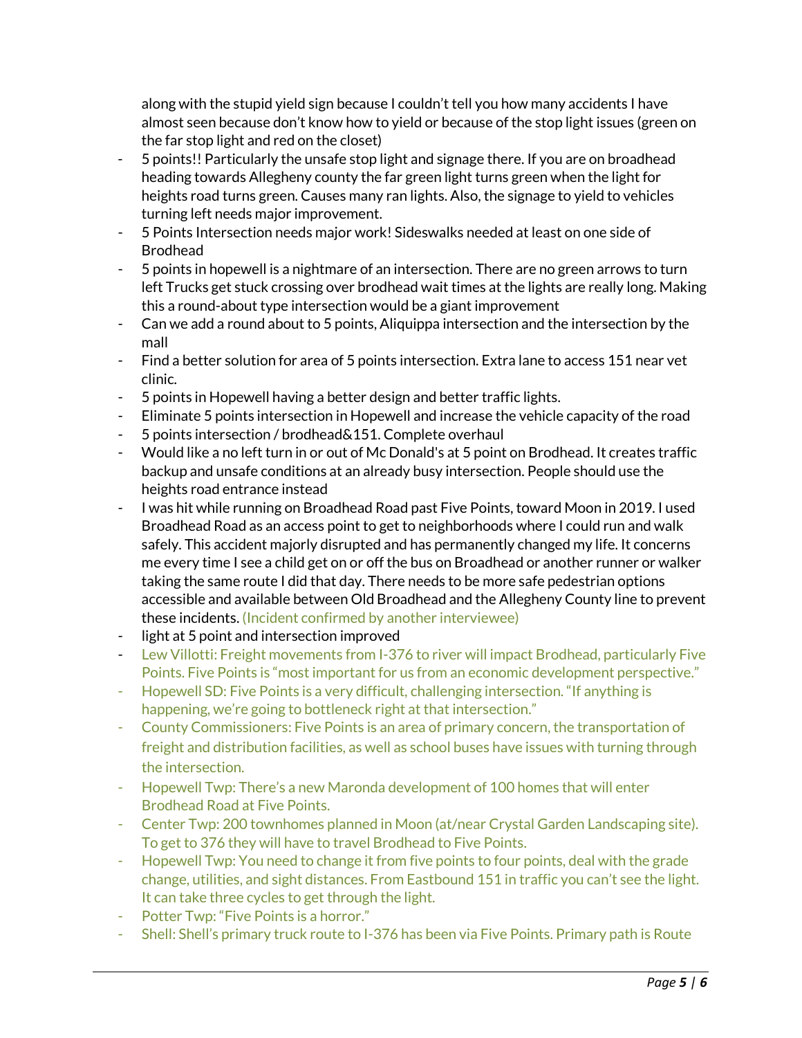along with the stupid yield sign because I couldn't tell you how many accidents I have almost seen because don't know how to yield or because of the stop light issues (green on the far stop light and red on the closet)

- 5 points!! Particularly the unsafe stop light and signage there. If you are on broadhead heading towards Allegheny county the far green light turns green when the light for heights road turns green. Causes many ran lights. Also, the signage to yield to vehicles turning left needs major improvement.
- 5 Points Intersection needs major work! Sideswalks needed at least on one side of Brodhead
- 5 points in hopewell is a nightmare of an intersection. There are no green arrows to turn left Trucks get stuck crossing over brodhead wait times at the lights are really long. Making this a round-about type intersection would be a giant improvement
- Can we add a round about to 5 points, Aliquippa intersection and the intersection by the mall
- Find a better solution for area of 5 points intersection. Extra lane to access 151 near vet clinic.
- 5 points in Hopewell having a better design and better traffic lights.
- Eliminate 5 points intersection in Hopewell and increase the vehicle capacity of the road
- 5 points intersection / brodhead&151. Complete overhaul
- Would like a no left turn in or out of Mc Donald's at 5 point on Brodhead. It creates traffic backup and unsafe conditions at an already busy intersection. People should use the heights road entrance instead
- I was hit while running on Broadhead Road past Five Points, toward Moon in 2019. I used Broadhead Road as an access point to get to neighborhoods where I could run and walk safely. This accident majorly disrupted and has permanently changed my life. It concerns me every time I see a child get on or off the bus on Broadhead or another runner or walker taking the same route I did that day. There needs to be more safe pedestrian options accessible and available between Old Broadhead and the Allegheny County line to prevent these incidents. (Incident confirmed by another interviewee)
- light at 5 point and intersection improved
- Lew Villotti: Freight movements from I-376 to river will impact Brodhead, particularly Five Points. Five Points is "most important for us from an economic development perspective."
- Hopewell SD: Five Points is a very difficult, challenging intersection. "If anything is happening, we're going to bottleneck right at that intersection."
- County Commissioners: Five Points is an area of primary concern, the transportation of freight and distribution facilities, as well as school buses have issues with turning through the intersection.
- Hopewell Twp: There's a new Maronda development of 100 homes that will enter Brodhead Road at Five Points.
- Center Twp: 200 townhomes planned in Moon (at/near Crystal Garden Landscaping site). To get to 376 they will have to travel Brodhead to Five Points.
- Hopewell Twp: You need to change it from five points to four points, deal with the grade change, utilities, and sight distances. From Eastbound 151 in traffic you can't see the light. It can take three cycles to get through the light.
- Potter Twp: "Five Points is a horror."
- Shell: Shell's primary truck route to I-376 has been via Five Points. Primary path is Route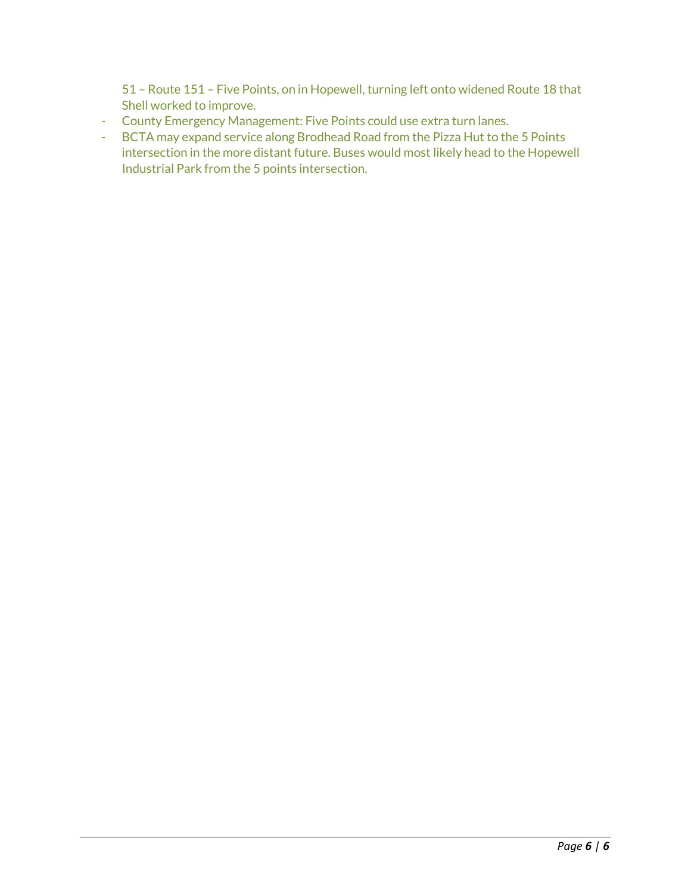51 – Route 151 – Five Points, on in Hopewell, turning left onto widened Route 18 that Shell worked to improve.

- County Emergency Management: Five Points could use extra turn lanes.
- BCTA may expand service along Brodhead Road from the Pizza Hut to the 5 Points intersection in the more distant future. Buses would most likely head to the Hopewell Industrial Park from the 5 points intersection.